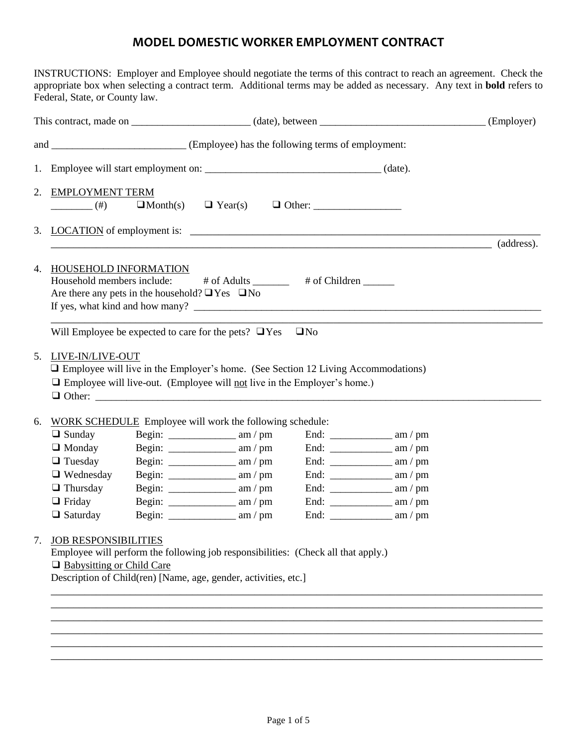# MODEL DOMESTIC WORKER EMPLOYMENT CONTRACT

INSTRUCTIONS: Employer and Employee should negotiate the terms of this contract to reach an agreement. Check the appropriate box when selecting a contract term. Additional terms may be added as necessary. Any text in **bold** refers to Federal, State, or County law.

This contract, made on _______________________ (date), between _______________________________ (Employer)

and _________________________ (Employee) has the following terms of employment:

1. Employee will start employment on: _________________________________ (date).

2. EMPLOYMENT TERM
   ________ (#) ❑ Month(s) ❑ Year(s) ❑ Other: _________________

3. LOCATION of employment is: ______________________________________________________________________
   _____________________________________________________________________________ (address).

4. HOUSEHOLD INFORMATION
   Household members include: # of Adults _______ # of Children ______
   Are there any pets in the household? ❑ Yes ❑ No
   If yes, what kind and how many? ______________________________________________________________________
   _____________________________________________________________________________________
   Will Employee be expected to care for the pets? ❑ Yes ❑ No

5. LIVE-IN/LIVE-OUT
   ❑ Employee will live in the Employer's home. (See Section 12 Living Accommodations)
   ❑ Employee will live-out. (Employee will not live in the Employer's home.)
   ❑ Other: _____________________________________________________________________________

6. WORK SCHEDULE Employee will work the following schedule:

| Day | Begin | End |
|---|---|---|
| ❑ Sunday | Begin: _____________ am / pm | End: ____________ am / pm |
| ❑ Monday | Begin: _____________ am / pm | End: ____________ am / pm |
| ❑ Tuesday | Begin: _____________ am / pm | End: ____________ am / pm |
| ❑ Wednesday | Begin: _____________ am / pm | End: ____________ am / pm |
| ❑ Thursday | Begin: _____________ am / pm | End: ____________ am / pm |
| ❑ Friday | Begin: _____________ am / pm | End: ____________ am / pm |
| ❑ Saturday | Begin: _____________ am / pm | End: ____________ am / pm |

7. JOB RESPONSIBILITIES
   Employee will perform the following job responsibilities: (Check all that apply.)
   ❑ Babysitting or Child Care
   Description of Child(ren) [Name, age, gender, activities, etc.]
   _____________________________________________________________________________________
   _____________________________________________________________________________________
   _____________________________________________________________________________________
   _____________________________________________________________________________________
   _____________________________________________________________________________________
   _____________________________________________________________________________________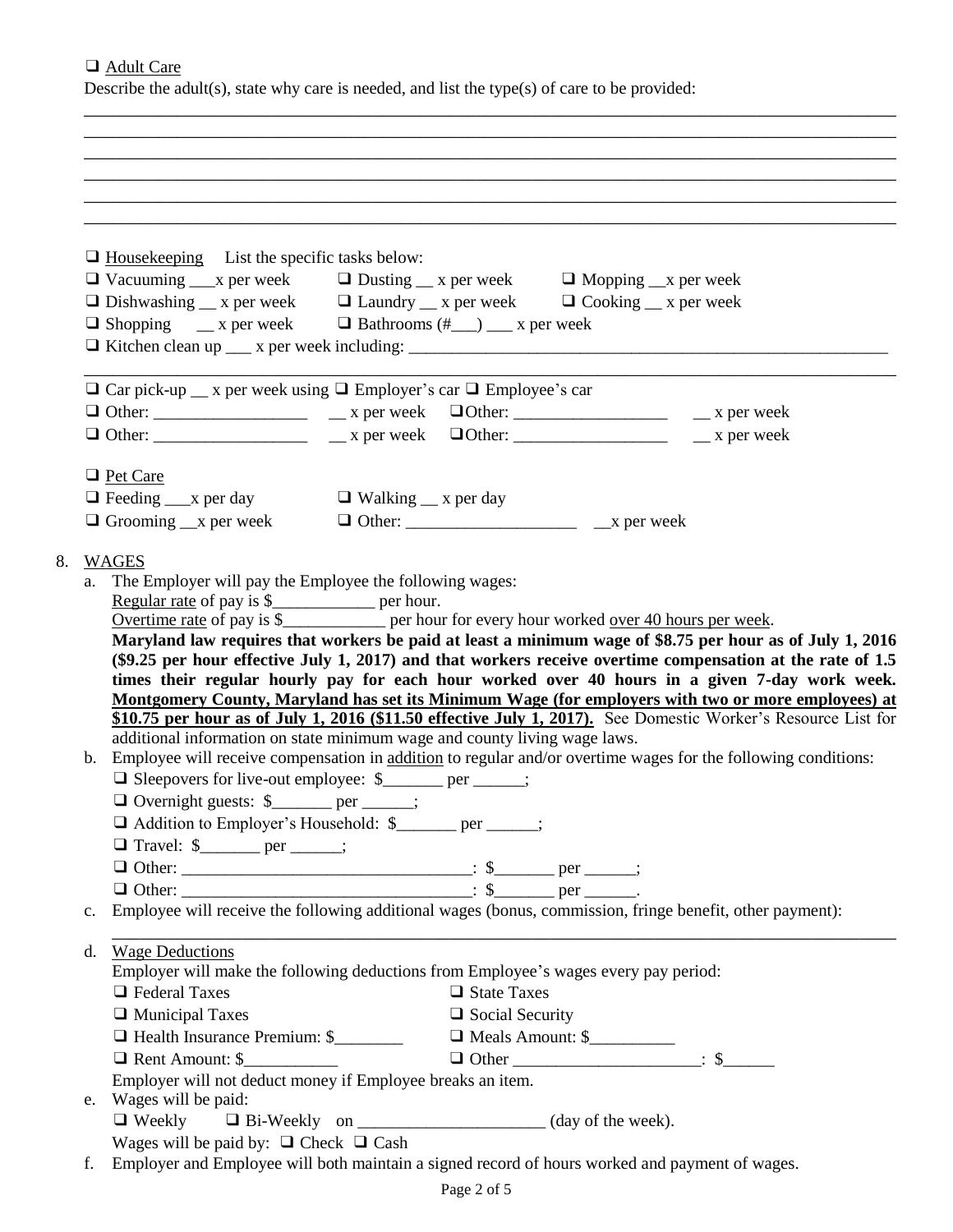❑ <u>Adult Care</u>

Describe the adult(s), state why care is needed, and list the type(s) of care to be provided:

_______________________________________________________________________________________________

_______________________________________________________________________________________________

_______________________________________________________________________________________________

_______________________________________________________________________________________________

_______________________________________________________________________________________________

_______________________________________________________________________________________________

❑ <u>Housekeeping</u> List the specific tasks below:

❑ Vacuuming ___x per week ❑ Dusting __ x per week ❑ Mopping __x per week

❑ Dishwashing __ x per week ❑ Laundry __ x per week ❑ Cooking __ x per week

❑ Shopping __ x per week ❑ Bathrooms (#___) ___ x per week

❑ Kitchen clean up ___ x per week including: _____________________________________________________________

_______________________________________________________________________________________________

❑ Car pick-up __ x per week using ❑ Employer's car ❑ Employee's car

❑ Other: __________________ __ x per week ❑Other: __________________ __ x per week

❑ Other: __________________ __ x per week ❑Other: __________________ __ x per week

❑ <u>Pet Care</u>

❑ Feeding ___x per day ❑ Walking __ x per day

❑ Grooming __x per week ❑ Other: ____________________ __x per week

8. <u>WAGES</u>

   a. The Employer will pay the Employee the following wages:

      <u>Regular rate</u> of pay is $____________ per hour.

      <u>Overtime rate</u> of pay is $____________ per hour for every hour worked <u>over 40 hours per week</u>.

      **Maryland law requires that workers be paid at least a minimum wage of $8.75 per hour as of July 1, 2016 ($9.25 per hour effective July 1, 2017) and that workers receive overtime compensation at the rate of 1.5 times their regular hourly pay for each hour worked over 40 hours in a given 7-day work week. <u>Montgomery County, Maryland has set its Minimum Wage (for employers with two or more employees) at $10.75 per hour as of July 1, 2016 ($11.50 effective July 1, 2017).</u>** See Domestic Worker's Resource List for additional information on state minimum wage and county living wage laws.

   b. Employee will receive compensation in <u>addition</u> to regular and/or overtime wages for the following conditions:

      ❑ Sleepovers for live-out employee: $_______ per ______;

      ❑ Overnight guests: $_______ per ______;

      ❑ Addition to Employer's Household: $_______ per ______;

      ❑ Travel: $_______ per ______;

      ❑ Other: __________________________________: $_______ per ______;

      ❑ Other: __________________________________: $_______ per ______.

   c. Employee will receive the following additional wages (bonus, commission, fringe benefit, other payment):

      _______________________________________________________________________________________________

   d. <u>Wage Deductions</u>

      Employer will make the following deductions from Employee's wages every pay period:

      ❑ Federal Taxes ❑ State Taxes

      ❑ Municipal Taxes ❑ Social Security

      ❑ Health Insurance Premium: $________ ❑ Meals Amount: $__________

      ❑ Rent Amount: $___________ ❑ Other ______________________: $______

      Employer will not deduct money if Employee breaks an item.

   e. Wages will be paid:

      ❑ Weekly ❑ Bi-Weekly on ______________________ (day of the week).

      Wages will be paid by: ❑ Check ❑ Cash

   f. Employer and Employee will both maintain a signed record of hours worked and payment of wages.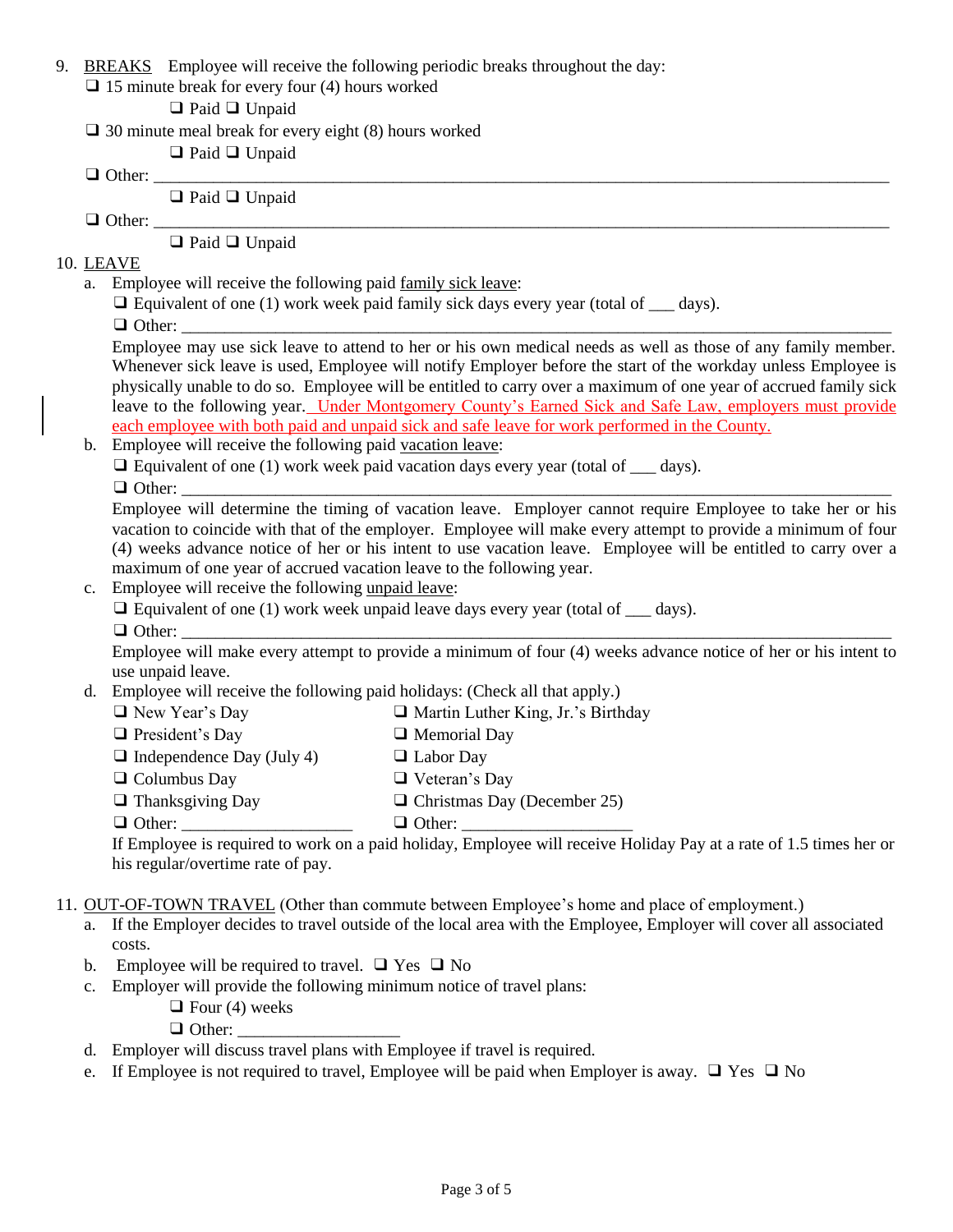9. BREAKS Employee will receive the following periodic breaks throughout the day:
   - ❑ 15 minute break for every four (4) hours worked
     - ❑ Paid ❑ Unpaid
   - ❑ 30 minute meal break for every eight (8) hours worked
     - ❑ Paid ❑ Unpaid
   - ❑ Other: ______________________________________________________________________________
     - ❑ Paid ❑ Unpaid
   - ❑ Other: ______________________________________________________________________________
     - ❑ Paid ❑ Unpaid

10. LEAVE
    a. Employee will receive the following paid family sick leave:
       - ❑ Equivalent of one (1) work week paid family sick days every year (total of ___ days).
       - ❑ Other: ____________________________________________________________________________

       Employee may use sick leave to attend to her or his own medical needs as well as those of any family member. Whenever sick leave is used, Employee will notify Employer before the start of the workday unless Employee is physically unable to do so. Employee will be entitled to carry over a maximum of one year of accrued family sick leave to the following year. Under Montgomery County's Earned Sick and Safe Law, employers must provide each employee with both paid and unpaid sick and safe leave for work performed in the County.

    b. Employee will receive the following paid vacation leave:
       - ❑ Equivalent of one (1) work week paid vacation days every year (total of ___ days).
       - ❑ Other: ____________________________________________________________________________

       Employee will determine the timing of vacation leave. Employer cannot require Employee to take her or his vacation to coincide with that of the employer. Employee will make every attempt to provide a minimum of four (4) weeks advance notice of her or his intent to use vacation leave. Employee will be entitled to carry over a maximum of one year of accrued vacation leave to the following year.

    c. Employee will receive the following unpaid leave:
       - ❑ Equivalent of one (1) work week unpaid leave days every year (total of ___ days).
       - ❑ Other: ____________________________________________________________________________

       Employee will make every attempt to provide a minimum of four (4) weeks advance notice of her or his intent to use unpaid leave.

    d. Employee will receive the following paid holidays: (Check all that apply.)

       | | |
       |---|---|
       | ❑ New Year's Day | ❑ Martin Luther King, Jr.'s Birthday |
       | ❑ President's Day | ❑ Memorial Day |
       | ❑ Independence Day (July 4) | ❑ Labor Day |
       | ❑ Columbus Day | ❑ Veteran's Day |
       | ❑ Thanksgiving Day | ❑ Christmas Day (December 25) |
       | ❑ Other: ___________________ | ❑ Other: ___________________ |

       If Employee is required to work on a paid holiday, Employee will receive Holiday Pay at a rate of 1.5 times her or his regular/overtime rate of pay.

11. OUT-OF-TOWN TRAVEL (Other than commute between Employee's home and place of employment.)
    a. If the Employer decides to travel outside of the local area with the Employee, Employer will cover all associated costs.
    b. Employee will be required to travel. ❑ Yes ❑ No
    c. Employer will provide the following minimum notice of travel plans:
       - ❑ Four (4) weeks
       - ❑ Other: __________________
    d. Employer will discuss travel plans with Employee if travel is required.
    e. If Employee is not required to travel, Employee will be paid when Employer is away. ❑ Yes ❑ No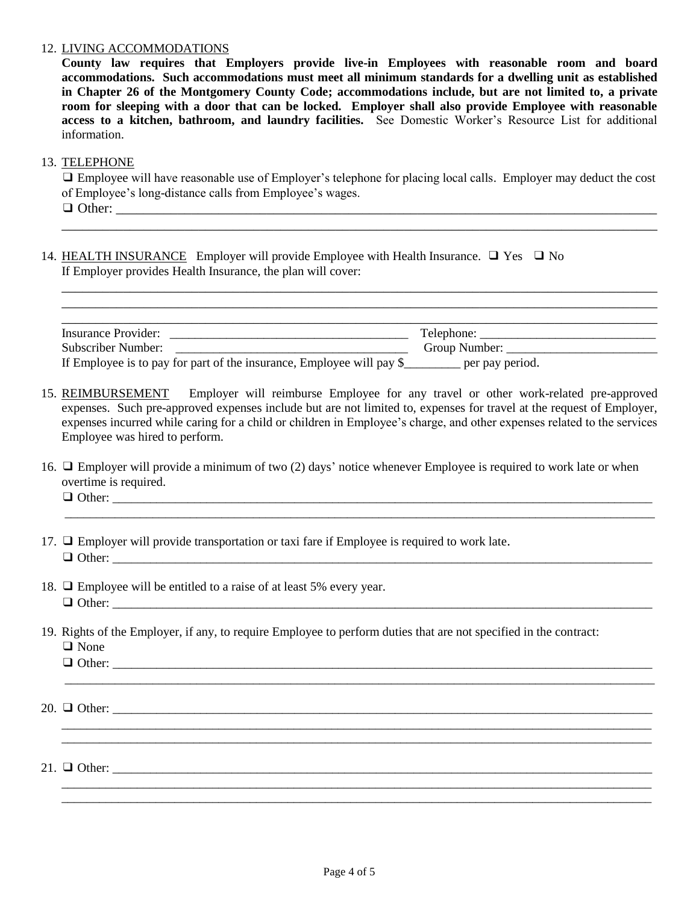12. LIVING ACCOMMODATIONS

**County law requires that Employers provide live-in Employees with reasonable room and board accommodations. Such accommodations must meet all minimum standards for a dwelling unit as established in Chapter 26 of the Montgomery County Code; accommodations include, but are not limited to, a private room for sleeping with a door that can be locked. Employer shall also provide Employee with reasonable access to a kitchen, bathroom, and laundry facilities.** See Domestic Worker's Resource List for additional information.

13. TELEPHONE

❑ Employee will have reasonable use of Employer's telephone for placing local calls. Employer may deduct the cost of Employee's long-distance calls from Employee's wages.

❑ Other: ____________________________________________________________________________

______________________________________________________________________________________

14. HEALTH INSURANCE Employer will provide Employee with Health Insurance. ❑ Yes ❑ No

If Employer provides Health Insurance, the plan will cover:

______________________________________________________________________________________

______________________________________________________________________________________

______________________________________________________________________________________

Insurance Provider: ______________________________________ Telephone: ____________________________

Subscriber Number: ____________________________________ Group Number: ________________________

If Employee is to pay for part of the insurance, Employee will pay $_________ per pay period.

15. REIMBURSEMENT Employer will reimburse Employee for any travel or other work-related pre-approved expenses. Such pre-approved expenses include but are not limited to, expenses for travel at the request of Employer, expenses incurred while caring for a child or children in Employee's charge, and other expenses related to the services Employee was hired to perform.

16. ❑ Employer will provide a minimum of two (2) days' notice whenever Employee is required to work late or when overtime is required.

❑ Other: ____________________________________________________________________________

______________________________________________________________________________________

17. ❑ Employer will provide transportation or taxi fare if Employee is required to work late.

❑ Other: ____________________________________________________________________________

18. ❑ Employee will be entitled to a raise of at least 5% every year.

❑ Other: ____________________________________________________________________________

19. Rights of the Employer, if any, to require Employee to perform duties that are not specified in the contract:

❑ None

❑ Other: ____________________________________________________________________________

______________________________________________________________________________________

20. ❑ Other: ____________________________________________________________________________

______________________________________________________________________________________

______________________________________________________________________________________

21. ❑ Other: ____________________________________________________________________________

______________________________________________________________________________________

______________________________________________________________________________________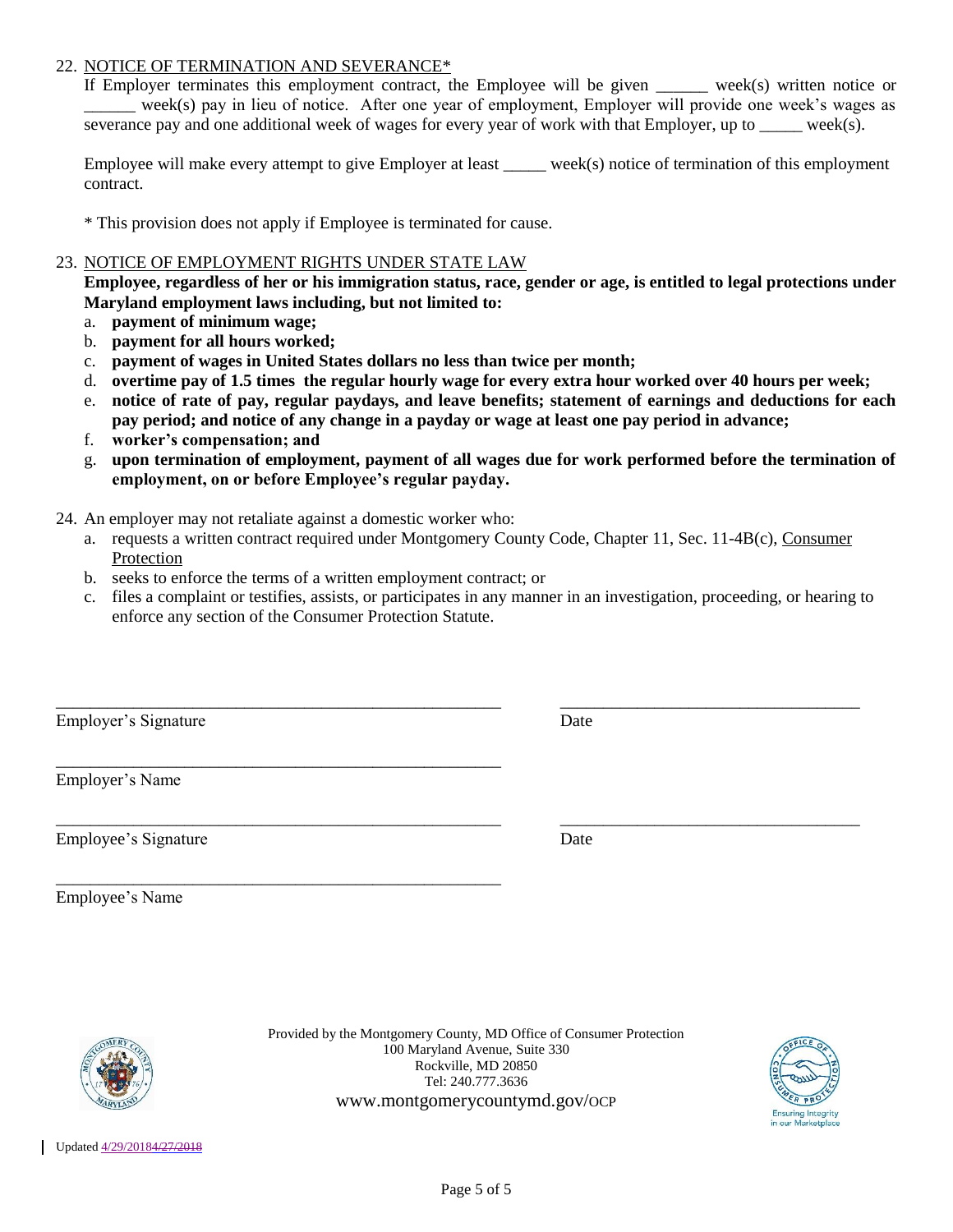22. NOTICE OF TERMINATION AND SEVERANCE*

    If Employer terminates this employment contract, the Employee will be given ______ week(s) written notice or ______ week(s) pay in lieu of notice. After one year of employment, Employer will provide one week's wages as severance pay and one additional week of wages for every year of work with that Employer, up to _____ week(s).

    Employee will make every attempt to give Employer at least _____ week(s) notice of termination of this employment contract.

    * This provision does not apply if Employee is terminated for cause.

23. NOTICE OF EMPLOYMENT RIGHTS UNDER STATE LAW

    **Employee, regardless of her or his immigration status, race, gender or age, is entitled to legal protections under Maryland employment laws including, but not limited to:**

    a. **payment of minimum wage;**
    b. **payment for all hours worked;**
    c. **payment of wages in United States dollars no less than twice per month;**
    d. **overtime pay of 1.5 times the regular hourly wage for every extra hour worked over 40 hours per week;**
    e. **notice of rate of pay, regular paydays, and leave benefits; statement of earnings and deductions for each pay period; and notice of any change in a payday or wage at least one pay period in advance;**
    f. **worker's compensation; and**
    g. **upon termination of employment, payment of all wages due for work performed before the termination of employment, on or before Employee's regular payday.**

24. An employer may not retaliate against a domestic worker who:

    a. requests a written contract required under Montgomery County Code, Chapter 11, Sec. 11-4B(c), Consumer Protection
    b. seeks to enforce the terms of a written employment contract; or
    c. files a complaint or testifies, assists, or participates in any manner in an investigation, proceeding, or hearing to enforce any section of the Consumer Protection Statute.

_____________________________________________________ ___________________________________

Employer's Signature Date

_____________________________________________________

Employer's Name

_____________________________________________________ ___________________________________

Employee's Signature Date

_____________________________________________________

Employee's Name

Provided by the Montgomery County, MD Office of Consumer Protection
100 Maryland Avenue, Suite 330
Rockville, MD 20850
Tel: 240.777.3636
www.montgomerycountymd.gov/OCP

Ensuring Integrity in our Marketplace

Updated 4/29/2018~~4/27/2018~~